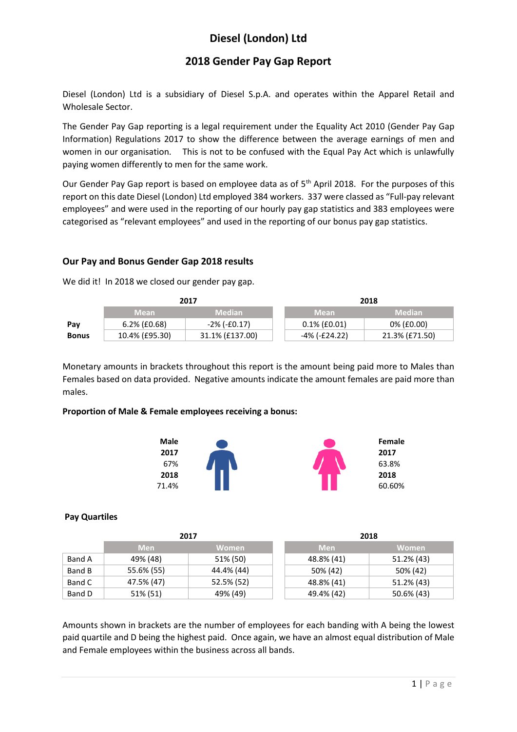# Diesel (London) Ltd

## 2018 Gender Pay Gap Report

Diesel (London) Ltd is a subsidiary of Diesel S.p.A. and operates within the Apparel Retail and Wholesale Sector.

The Gender Pay Gap reporting is a legal requirement under the Equality Act 2010 (Gender Pay Gap Information) Regulations 2017 to show the difference between the average earnings of men and women in our organisation. This is not to be confused with the Equal Pay Act which is unlawfully paying women differently to men for the same work.

Our Gender Pay Gap report is based on employee data as of 5th April 2018. For the purposes of this report on this date Diesel (London) Ltd employed 384 workers. 337 were classed as "Full-pay relevant employees" and were used in the reporting of our hourly pay gap statistics and 383 employees were categorised as "relevant employees" and used in the reporting of our bonus pay gap statistics.

### Our Pay and Bonus Gender Gap 2018 results

We did it! In 2018 we closed our gender pay gap.

| | 2017 | | 2018 | |
|---|---|---|---|---|
| | Mean | Median | Mean | Median |
| **Pay** | 6.2% (£0.68) | -2% (-£0.17) | 0.1% (£0.01) | 0% (£0.00) |
| **Bonus** | 10.4% (£95.30) | 31.1% (£137.00) | -4% (-£24.22) | 21.3% (£71.50) |

Monetary amounts in brackets throughout this report is the amount being paid more to Males than Females based on data provided. Negative amounts indicate the amount females are paid more than males.

**Proportion of Male & Female employees receiving a bonus:**

| | Male | Female |
|---|---|---|
| **2017** | 67% | 63.8% |
| **2018** | 71.4% | 60.60% |

**Pay Quartiles**

| | 2017 | | 2018 | |
|---|---|---|---|---|
| | Men | Women | Men | Women |
| Band A | 49% (48) | 51% (50) | 48.8% (41) | 51.2% (43) |
| Band B | 55.6% (55) | 44.4% (44) | 50% (42) | 50% (42) |
| Band C | 47.5% (47) | 52.5% (52) | 48.8% (41) | 51.2% (43) |
| Band D | 51% (51) | 49% (49) | 49.4% (42) | 50.6% (43) |

Amounts shown in brackets are the number of employees for each banding with A being the lowest paid quartile and D being the highest paid. Once again, we have an almost equal distribution of Male and Female employees within the business across all bands.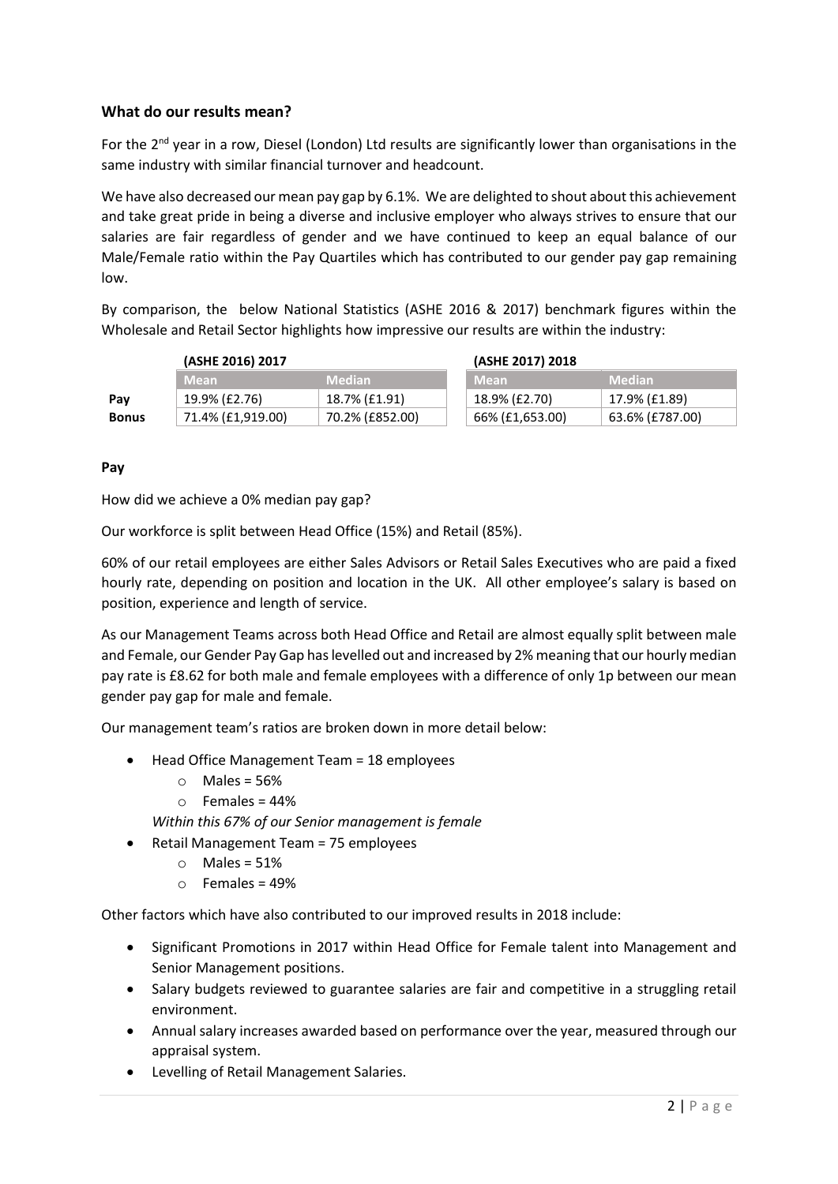## What do our results mean?

For the 2nd year in a row, Diesel (London) Ltd results are significantly lower than organisations in the same industry with similar financial turnover and headcount.

We have also decreased our mean pay gap by 6.1%. We are delighted to shout about this achievement and take great pride in being a diverse and inclusive employer who always strives to ensure that our salaries are fair regardless of gender and we have continued to keep an equal balance of our Male/Female ratio within the Pay Quartiles which has contributed to our gender pay gap remaining low.

By comparison, the below National Statistics (ASHE 2016 & 2017) benchmark figures within the Wholesale and Retail Sector highlights how impressive our results are within the industry:

| | (ASHE 2016) 2017 | | (ASHE 2017) 2018 | |
|---|---|---|---|---|
| | Mean | Median | Mean | Median |
| Pay | 19.9% (£2.76) | 18.7% (£1.91) | 18.9% (£2.70) | 17.9% (£1.89) |
| Bonus | 71.4% (£1,919.00) | 70.2% (£852.00) | 66% (£1,653.00) | 63.6% (£787.00) |

**Pay**

How did we achieve a 0% median pay gap?

Our workforce is split between Head Office (15%) and Retail (85%).

60% of our retail employees are either Sales Advisors or Retail Sales Executives who are paid a fixed hourly rate, depending on position and location in the UK. All other employee's salary is based on position, experience and length of service.

As our Management Teams across both Head Office and Retail are almost equally split between male and Female, our Gender Pay Gap has levelled out and increased by 2% meaning that our hourly median pay rate is £8.62 for both male and female employees with a difference of only 1p between our mean gender pay gap for male and female.

Our management team's ratios are broken down in more detail below:

- Head Office Management Team = 18 employees
  - Males = 56%
  - Females = 44%

  *Within this 67% of our Senior management is female*
- Retail Management Team = 75 employees
  - Males = 51%
  - Females = 49%

Other factors which have also contributed to our improved results in 2018 include:

- Significant Promotions in 2017 within Head Office for Female talent into Management and Senior Management positions.
- Salary budgets reviewed to guarantee salaries are fair and competitive in a struggling retail environment.
- Annual salary increases awarded based on performance over the year, measured through our appraisal system.
- Levelling of Retail Management Salaries.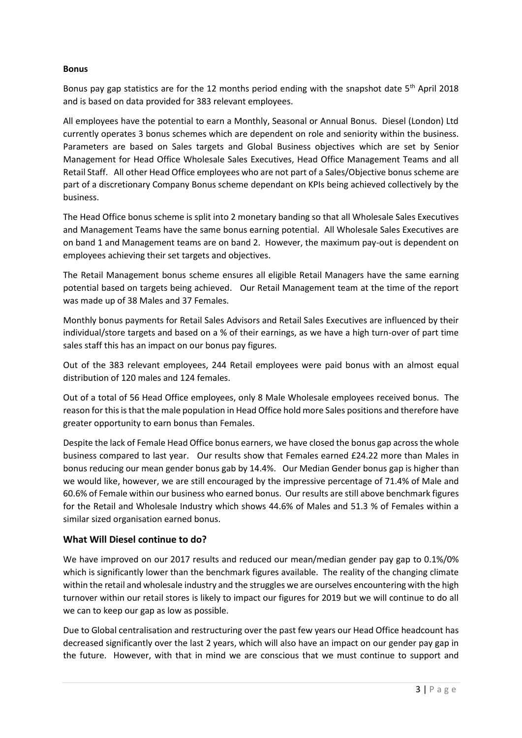**Bonus**

Bonus pay gap statistics are for the 12 months period ending with the snapshot date 5th April 2018 and is based on data provided for 383 relevant employees.

All employees have the potential to earn a Monthly, Seasonal or Annual Bonus. Diesel (London) Ltd currently operates 3 bonus schemes which are dependent on role and seniority within the business. Parameters are based on Sales targets and Global Business objectives which are set by Senior Management for Head Office Wholesale Sales Executives, Head Office Management Teams and all Retail Staff. All other Head Office employees who are not part of a Sales/Objective bonus scheme are part of a discretionary Company Bonus scheme dependant on KPIs being achieved collectively by the business.

The Head Office bonus scheme is split into 2 monetary banding so that all Wholesale Sales Executives and Management Teams have the same bonus earning potential. All Wholesale Sales Executives are on band 1 and Management teams are on band 2. However, the maximum pay-out is dependent on employees achieving their set targets and objectives.

The Retail Management bonus scheme ensures all eligible Retail Managers have the same earning potential based on targets being achieved. Our Retail Management team at the time of the report was made up of 38 Males and 37 Females.

Monthly bonus payments for Retail Sales Advisors and Retail Sales Executives are influenced by their individual/store targets and based on a % of their earnings, as we have a high turn-over of part time sales staff this has an impact on our bonus pay figures.

Out of the 383 relevant employees, 244 Retail employees were paid bonus with an almost equal distribution of 120 males and 124 females.

Out of a total of 56 Head Office employees, only 8 Male Wholesale employees received bonus. The reason for this is that the male population in Head Office hold more Sales positions and therefore have greater opportunity to earn bonus than Females.

Despite the lack of Female Head Office bonus earners, we have closed the bonus gap across the whole business compared to last year. Our results show that Females earned £24.22 more than Males in bonus reducing our mean gender bonus gab by 14.4%. Our Median Gender bonus gap is higher than we would like, however, we are still encouraged by the impressive percentage of 71.4% of Male and 60.6% of Female within our business who earned bonus. Our results are still above benchmark figures for the Retail and Wholesale Industry which shows 44.6% of Males and 51.3 % of Females within a similar sized organisation earned bonus.

## What Will Diesel continue to do?

We have improved on our 2017 results and reduced our mean/median gender pay gap to 0.1%/0% which is significantly lower than the benchmark figures available. The reality of the changing climate within the retail and wholesale industry and the struggles we are ourselves encountering with the high turnover within our retail stores is likely to impact our figures for 2019 but we will continue to do all we can to keep our gap as low as possible.

Due to Global centralisation and restructuring over the past few years our Head Office headcount has decreased significantly over the last 2 years, which will also have an impact on our gender pay gap in the future. However, with that in mind we are conscious that we must continue to support and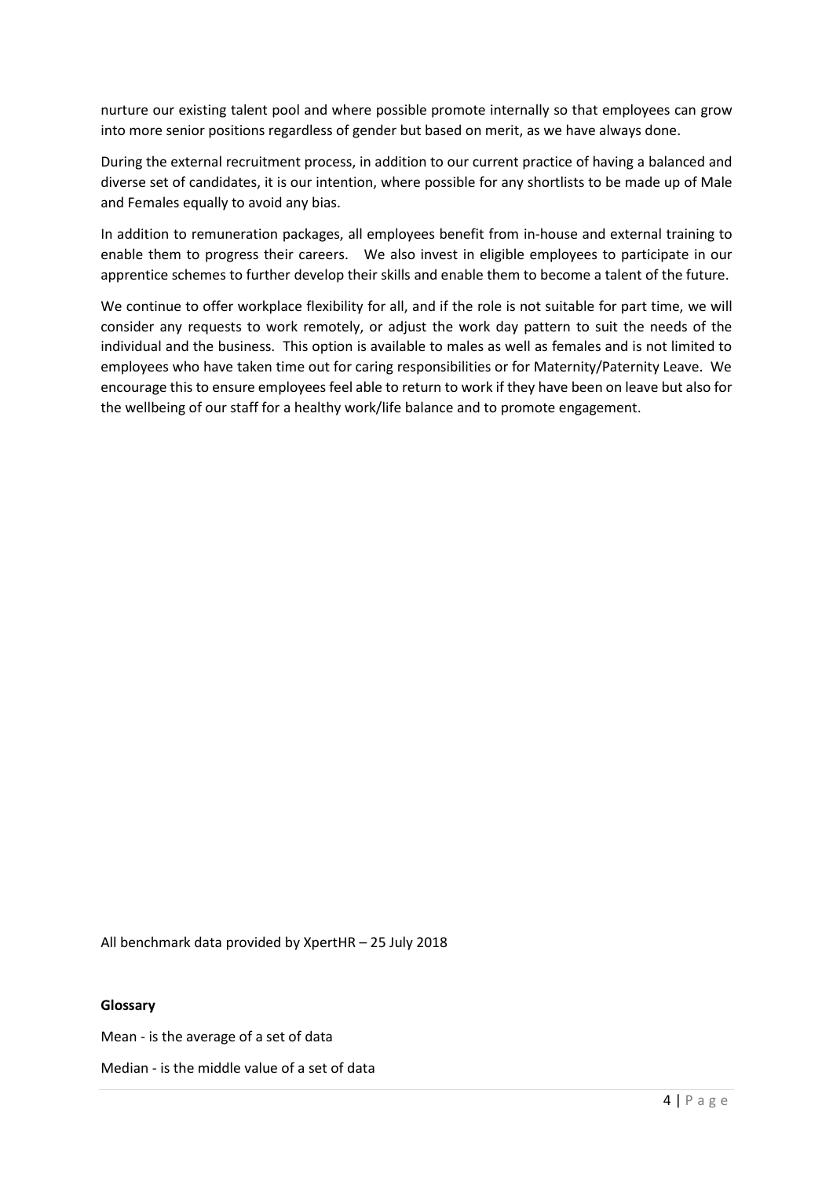nurture our existing talent pool and where possible promote internally so that employees can grow into more senior positions regardless of gender but based on merit, as we have always done.

During the external recruitment process, in addition to our current practice of having a balanced and diverse set of candidates, it is our intention, where possible for any shortlists to be made up of Male and Females equally to avoid any bias.

In addition to remuneration packages, all employees benefit from in-house and external training to enable them to progress their careers. We also invest in eligible employees to participate in our apprentice schemes to further develop their skills and enable them to become a talent of the future.

We continue to offer workplace flexibility for all, and if the role is not suitable for part time, we will consider any requests to work remotely, or adjust the work day pattern to suit the needs of the individual and the business. This option is available to males as well as females and is not limited to employees who have taken time out for caring responsibilities or for Maternity/Paternity Leave. We encourage this to ensure employees feel able to return to work if they have been on leave but also for the wellbeing of our staff for a healthy work/life balance and to promote engagement.

All benchmark data provided by XpertHR – 25 July 2018

**Glossary**

Mean - is the average of a set of data

Median - is the middle value of a set of data